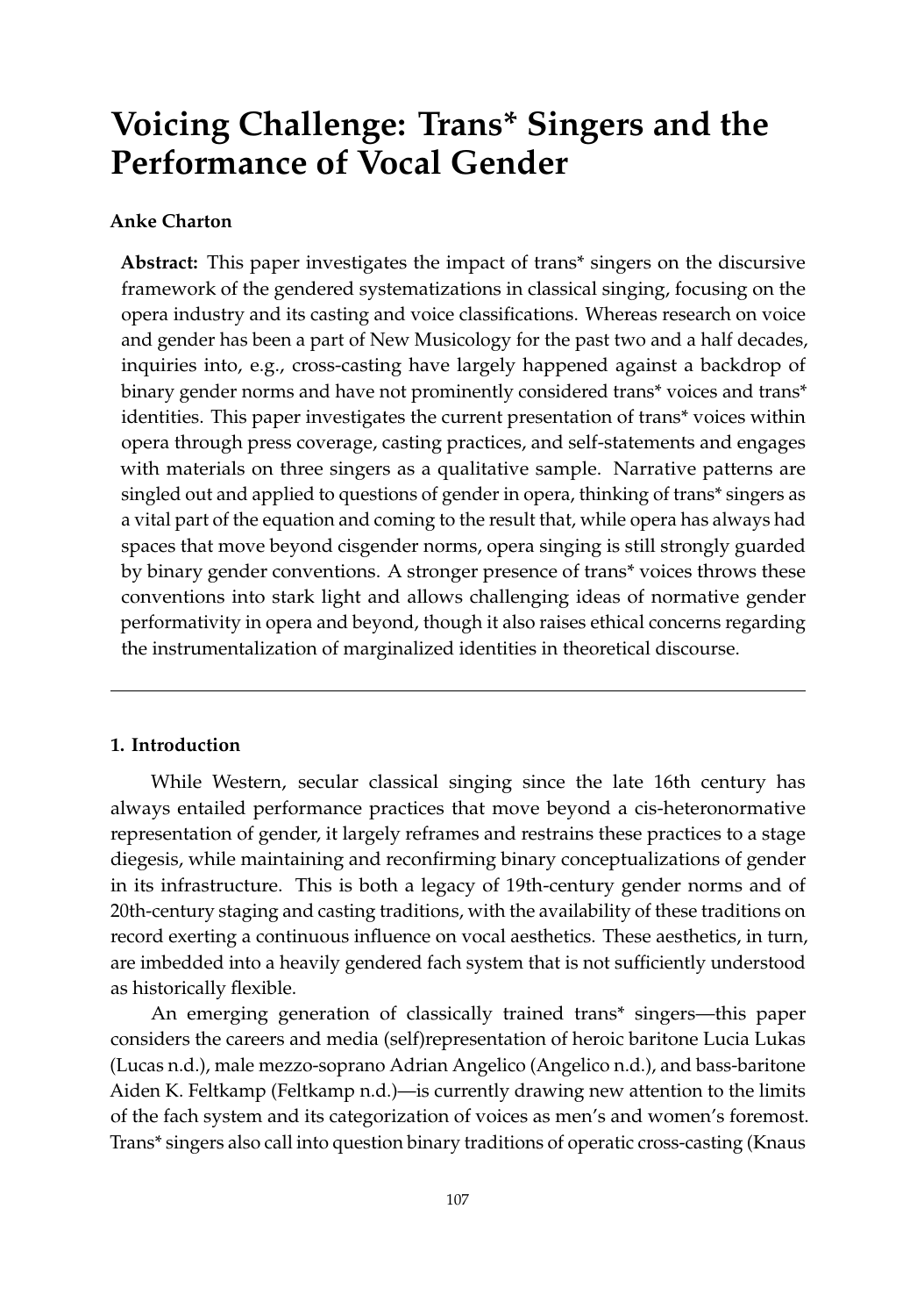# Voicing Challenge: Trans* Singers and the Performance of Vocal Gender

**Anke Charton**

**Abstract:** This paper investigates the impact of trans* singers on the discursive framework of the gendered systematizations in classical singing, focusing on the opera industry and its casting and voice classifications. Whereas research on voice and gender has been a part of New Musicology for the past two and a half decades, inquiries into, e.g., cross-casting have largely happened against a backdrop of binary gender norms and have not prominently considered trans* voices and trans* identities. This paper investigates the current presentation of trans* voices within opera through press coverage, casting practices, and self-statements and engages with materials on three singers as a qualitative sample. Narrative patterns are singled out and applied to questions of gender in opera, thinking of trans* singers as a vital part of the equation and coming to the result that, while opera has always had spaces that move beyond cisgender norms, opera singing is still strongly guarded by binary gender conventions. A stronger presence of trans* voices throws these conventions into stark light and allows challenging ideas of normative gender performativity in opera and beyond, though it also raises ethical concerns regarding the instrumentalization of marginalized identities in theoretical discourse.

---

## 1. Introduction

While Western, secular classical singing since the late 16th century has always entailed performance practices that move beyond a cis-heteronormative representation of gender, it largely reframes and restrains these practices to a stage diegesis, while maintaining and reconfirming binary conceptualizations of gender in its infrastructure. This is both a legacy of 19th-century gender norms and of 20th-century staging and casting traditions, with the availability of these traditions on record exerting a continuous influence on vocal aesthetics. These aesthetics, in turn, are imbedded into a heavily gendered fach system that is not sufficiently understood as historically flexible.

An emerging generation of classically trained trans* singers—this paper considers the careers and media (self)representation of heroic baritone Lucia Lukas (Lucas n.d.), male mezzo-soprano Adrian Angelico (Angelico n.d.), and bass-baritone Aiden K. Feltkamp (Feltkamp n.d.)—is currently drawing new attention to the limits of the fach system and its categorization of voices as men's and women's foremost. Trans* singers also call into question binary traditions of operatic cross-casting (Knaus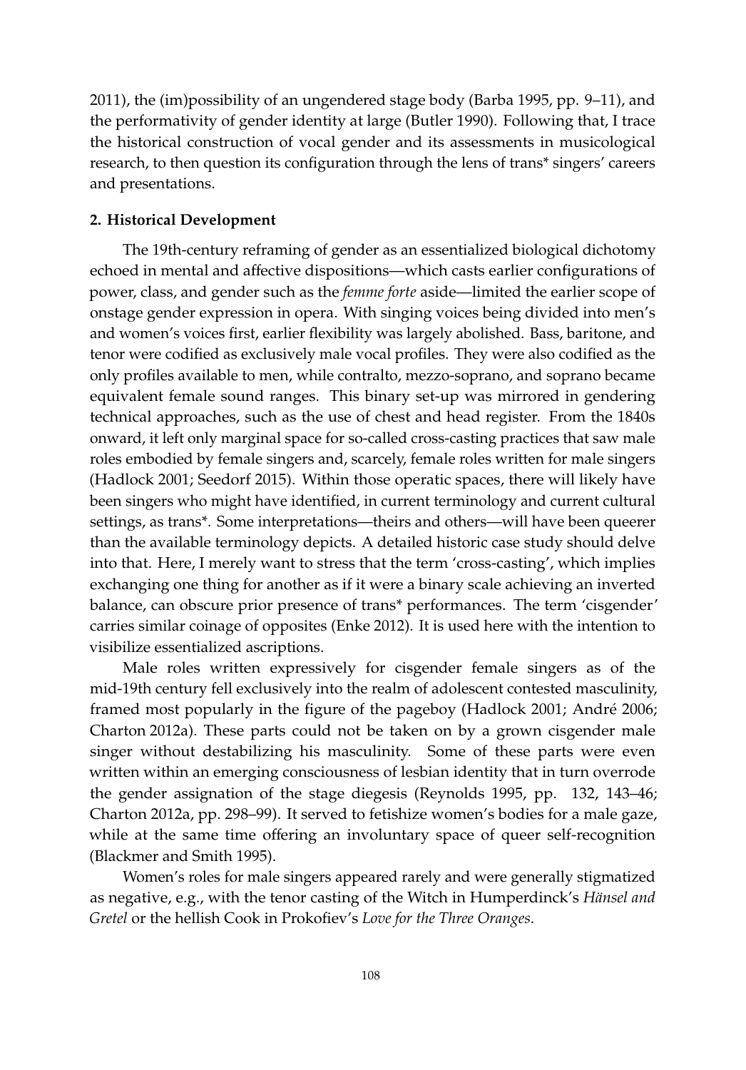2011), the (im)possibility of an ungendered stage body (Barba 1995, pp. 9–11), and the performativity of gender identity at large (Butler 1990). Following that, I trace the historical construction of vocal gender and its assessments in musicological research, to then question its configuration through the lens of trans* singers' careers and presentations.

## 2. Historical Development

The 19th-century reframing of gender as an essentialized biological dichotomy echoed in mental and affective dispositions—which casts earlier configurations of power, class, and gender such as the *femme forte* aside—limited the earlier scope of onstage gender expression in opera. With singing voices being divided into men's and women's voices first, earlier flexibility was largely abolished. Bass, baritone, and tenor were codified as exclusively male vocal profiles. They were also codified as the only profiles available to men, while contralto, mezzo-soprano, and soprano became equivalent female sound ranges. This binary set-up was mirrored in gendering technical approaches, such as the use of chest and head register. From the 1840s onward, it left only marginal space for so-called cross-casting practices that saw male roles embodied by female singers and, scarcely, female roles written for male singers (Hadlock 2001; Seedorf 2015). Within those operatic spaces, there will likely have been singers who might have identified, in current terminology and current cultural settings, as trans*. Some interpretations—theirs and others—will have been queerer than the available terminology depicts. A detailed historic case study should delve into that. Here, I merely want to stress that the term 'cross-casting', which implies exchanging one thing for another as if it were a binary scale achieving an inverted balance, can obscure prior presence of trans* performances. The term 'cisgender' carries similar coinage of opposites (Enke 2012). It is used here with the intention to visibilize essentialized ascriptions.

Male roles written expressively for cisgender female singers as of the mid-19th century fell exclusively into the realm of adolescent contested masculinity, framed most popularly in the figure of the pageboy (Hadlock 2001; André 2006; Charton 2012a). These parts could not be taken on by a grown cisgender male singer without destabilizing his masculinity. Some of these parts were even written within an emerging consciousness of lesbian identity that in turn overrode the gender assignation of the stage diegesis (Reynolds 1995, pp. 132, 143–46; Charton 2012a, pp. 298–99). It served to fetishize women's bodies for a male gaze, while at the same time offering an involuntary space of queer self-recognition (Blackmer and Smith 1995).

Women's roles for male singers appeared rarely and were generally stigmatized as negative, e.g., with the tenor casting of the Witch in Humperdinck's *Hänsel and Gretel* or the hellish Cook in Prokofiev's *Love for the Three Oranges*.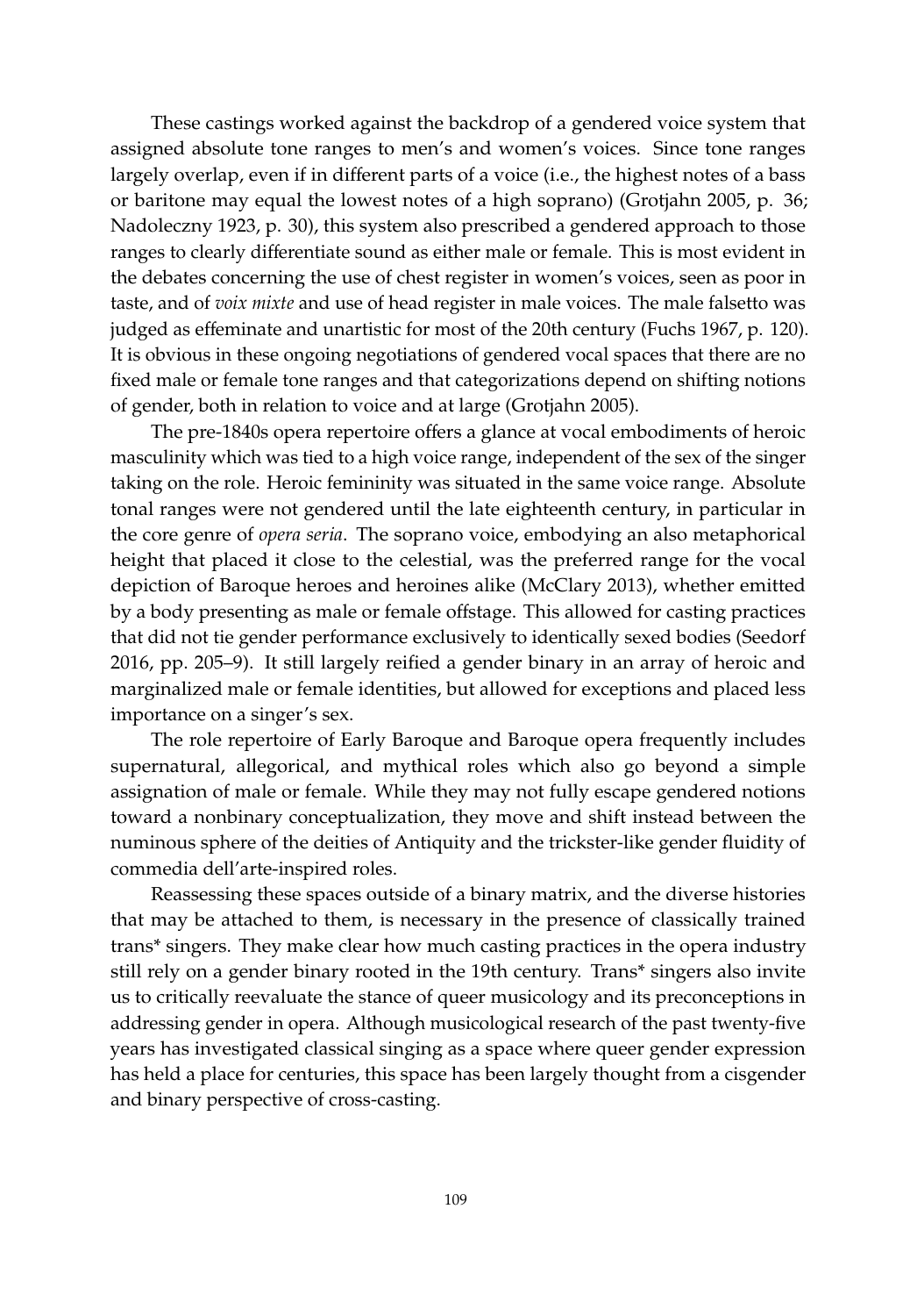These castings worked against the backdrop of a gendered voice system that assigned absolute tone ranges to men's and women's voices. Since tone ranges largely overlap, even if in different parts of a voice (i.e., the highest notes of a bass or baritone may equal the lowest notes of a high soprano) (Grotjahn 2005, p. 36; Nadoleczny 1923, p. 30), this system also prescribed a gendered approach to those ranges to clearly differentiate sound as either male or female. This is most evident in the debates concerning the use of chest register in women's voices, seen as poor in taste, and of *voix mixte* and use of head register in male voices. The male falsetto was judged as effeminate and unartistic for most of the 20th century (Fuchs 1967, p. 120). It is obvious in these ongoing negotiations of gendered vocal spaces that there are no fixed male or female tone ranges and that categorizations depend on shifting notions of gender, both in relation to voice and at large (Grotjahn 2005).

The pre-1840s opera repertoire offers a glance at vocal embodiments of heroic masculinity which was tied to a high voice range, independent of the sex of the singer taking on the role. Heroic femininity was situated in the same voice range. Absolute tonal ranges were not gendered until the late eighteenth century, in particular in the core genre of *opera seria*. The soprano voice, embodying an also metaphorical height that placed it close to the celestial, was the preferred range for the vocal depiction of Baroque heroes and heroines alike (McClary 2013), whether emitted by a body presenting as male or female offstage. This allowed for casting practices that did not tie gender performance exclusively to identically sexed bodies (Seedorf 2016, pp. 205–9). It still largely reified a gender binary in an array of heroic and marginalized male or female identities, but allowed for exceptions and placed less importance on a singer's sex.

The role repertoire of Early Baroque and Baroque opera frequently includes supernatural, allegorical, and mythical roles which also go beyond a simple assignation of male or female. While they may not fully escape gendered notions toward a nonbinary conceptualization, they move and shift instead between the numinous sphere of the deities of Antiquity and the trickster-like gender fluidity of commedia dell'arte-inspired roles.

Reassessing these spaces outside of a binary matrix, and the diverse histories that may be attached to them, is necessary in the presence of classically trained trans* singers. They make clear how much casting practices in the opera industry still rely on a gender binary rooted in the 19th century. Trans* singers also invite us to critically reevaluate the stance of queer musicology and its preconceptions in addressing gender in opera. Although musicological research of the past twenty-five years has investigated classical singing as a space where queer gender expression has held a place for centuries, this space has been largely thought from a cisgender and binary perspective of cross-casting.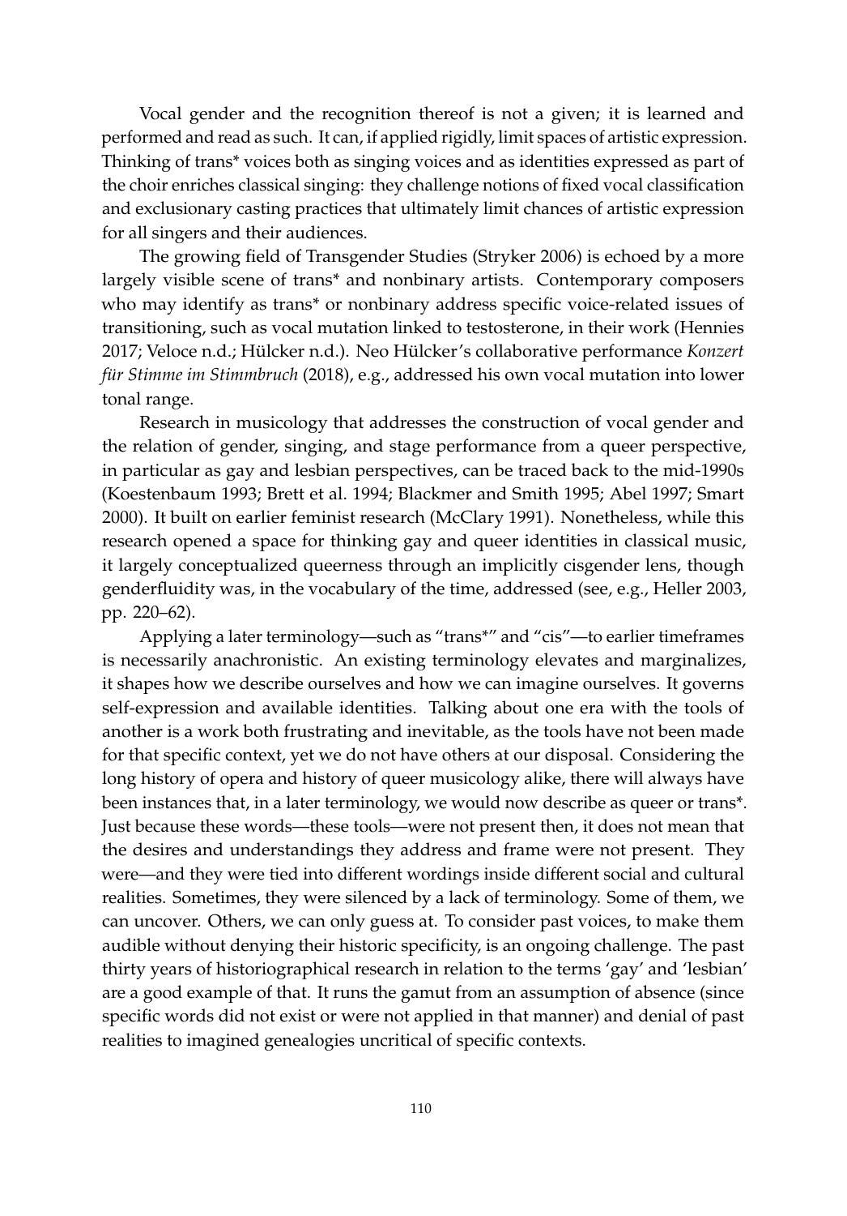Vocal gender and the recognition thereof is not a given; it is learned and performed and read as such. It can, if applied rigidly, limit spaces of artistic expression. Thinking of trans* voices both as singing voices and as identities expressed as part of the choir enriches classical singing: they challenge notions of fixed vocal classification and exclusionary casting practices that ultimately limit chances of artistic expression for all singers and their audiences.

The growing field of Transgender Studies (Stryker 2006) is echoed by a more largely visible scene of trans* and nonbinary artists. Contemporary composers who may identify as trans* or nonbinary address specific voice-related issues of transitioning, such as vocal mutation linked to testosterone, in their work (Hennies 2017; Veloce n.d.; Hülcker n.d.). Neo Hülcker's collaborative performance *Konzert für Stimme im Stimmbruch* (2018), e.g., addressed his own vocal mutation into lower tonal range.

Research in musicology that addresses the construction of vocal gender and the relation of gender, singing, and stage performance from a queer perspective, in particular as gay and lesbian perspectives, can be traced back to the mid-1990s (Koestenbaum 1993; Brett et al. 1994; Blackmer and Smith 1995; Abel 1997; Smart 2000). It built on earlier feminist research (McClary 1991). Nonetheless, while this research opened a space for thinking gay and queer identities in classical music, it largely conceptualized queerness through an implicitly cisgender lens, though genderfluidity was, in the vocabulary of the time, addressed (see, e.g., Heller 2003, pp. 220–62).

Applying a later terminology—such as "trans*" and "cis"—to earlier timeframes is necessarily anachronistic. An existing terminology elevates and marginalizes, it shapes how we describe ourselves and how we can imagine ourselves. It governs self-expression and available identities. Talking about one era with the tools of another is a work both frustrating and inevitable, as the tools have not been made for that specific context, yet we do not have others at our disposal. Considering the long history of opera and history of queer musicology alike, there will always have been instances that, in a later terminology, we would now describe as queer or trans*. Just because these words—these tools—were not present then, it does not mean that the desires and understandings they address and frame were not present. They were—and they were tied into different wordings inside different social and cultural realities. Sometimes, they were silenced by a lack of terminology. Some of them, we can uncover. Others, we can only guess at. To consider past voices, to make them audible without denying their historic specificity, is an ongoing challenge. The past thirty years of historiographical research in relation to the terms 'gay' and 'lesbian' are a good example of that. It runs the gamut from an assumption of absence (since specific words did not exist or were not applied in that manner) and denial of past realities to imagined genealogies uncritical of specific contexts.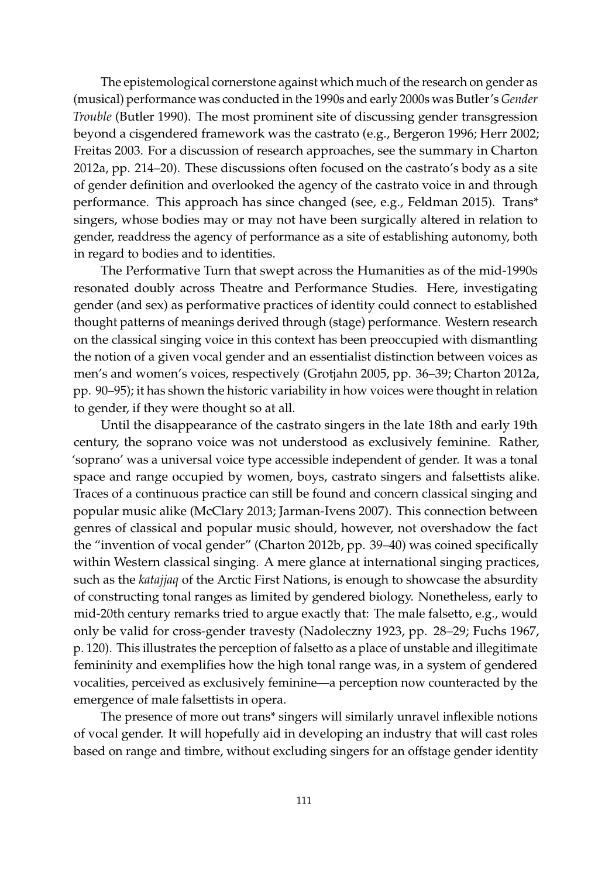The epistemological cornerstone against which much of the research on gender as (musical) performance was conducted in the 1990s and early 2000s was Butler's *Gender Trouble* (Butler 1990). The most prominent site of discussing gender transgression beyond a cisgendered framework was the castrato (e.g., Bergeron 1996; Herr 2002; Freitas 2003. For a discussion of research approaches, see the summary in Charton 2012a, pp. 214–20). These discussions often focused on the castrato's body as a site of gender definition and overlooked the agency of the castrato voice in and through performance. This approach has since changed (see, e.g., Feldman 2015). Trans* singers, whose bodies may or may not have been surgically altered in relation to gender, readdress the agency of performance as a site of establishing autonomy, both in regard to bodies and to identities.

The Performative Turn that swept across the Humanities as of the mid-1990s resonated doubly across Theatre and Performance Studies. Here, investigating gender (and sex) as performative practices of identity could connect to established thought patterns of meanings derived through (stage) performance. Western research on the classical singing voice in this context has been preoccupied with dismantling the notion of a given vocal gender and an essentialist distinction between voices as men's and women's voices, respectively (Grotjahn 2005, pp. 36–39; Charton 2012a, pp. 90–95); it has shown the historic variability in how voices were thought in relation to gender, if they were thought so at all.

Until the disappearance of the castrato singers in the late 18th and early 19th century, the soprano voice was not understood as exclusively feminine. Rather, 'soprano' was a universal voice type accessible independent of gender. It was a tonal space and range occupied by women, boys, castrato singers and falsettists alike. Traces of a continuous practice can still be found and concern classical singing and popular music alike (McClary 2013; Jarman-Ivens 2007). This connection between genres of classical and popular music should, however, not overshadow the fact the "invention of vocal gender" (Charton 2012b, pp. 39–40) was coined specifically within Western classical singing. A mere glance at international singing practices, such as the *katajjaq* of the Arctic First Nations, is enough to showcase the absurdity of constructing tonal ranges as limited by gendered biology. Nonetheless, early to mid-20th century remarks tried to argue exactly that: The male falsetto, e.g., would only be valid for cross-gender travesty (Nadoleczny 1923, pp. 28–29; Fuchs 1967, p. 120). This illustrates the perception of falsetto as a place of unstable and illegitimate femininity and exemplifies how the high tonal range was, in a system of gendered vocalities, perceived as exclusively feminine—a perception now counteracted by the emergence of male falsettists in opera.

The presence of more out trans* singers will similarly unravel inflexible notions of vocal gender. It will hopefully aid in developing an industry that will cast roles based on range and timbre, without excluding singers for an offstage gender identity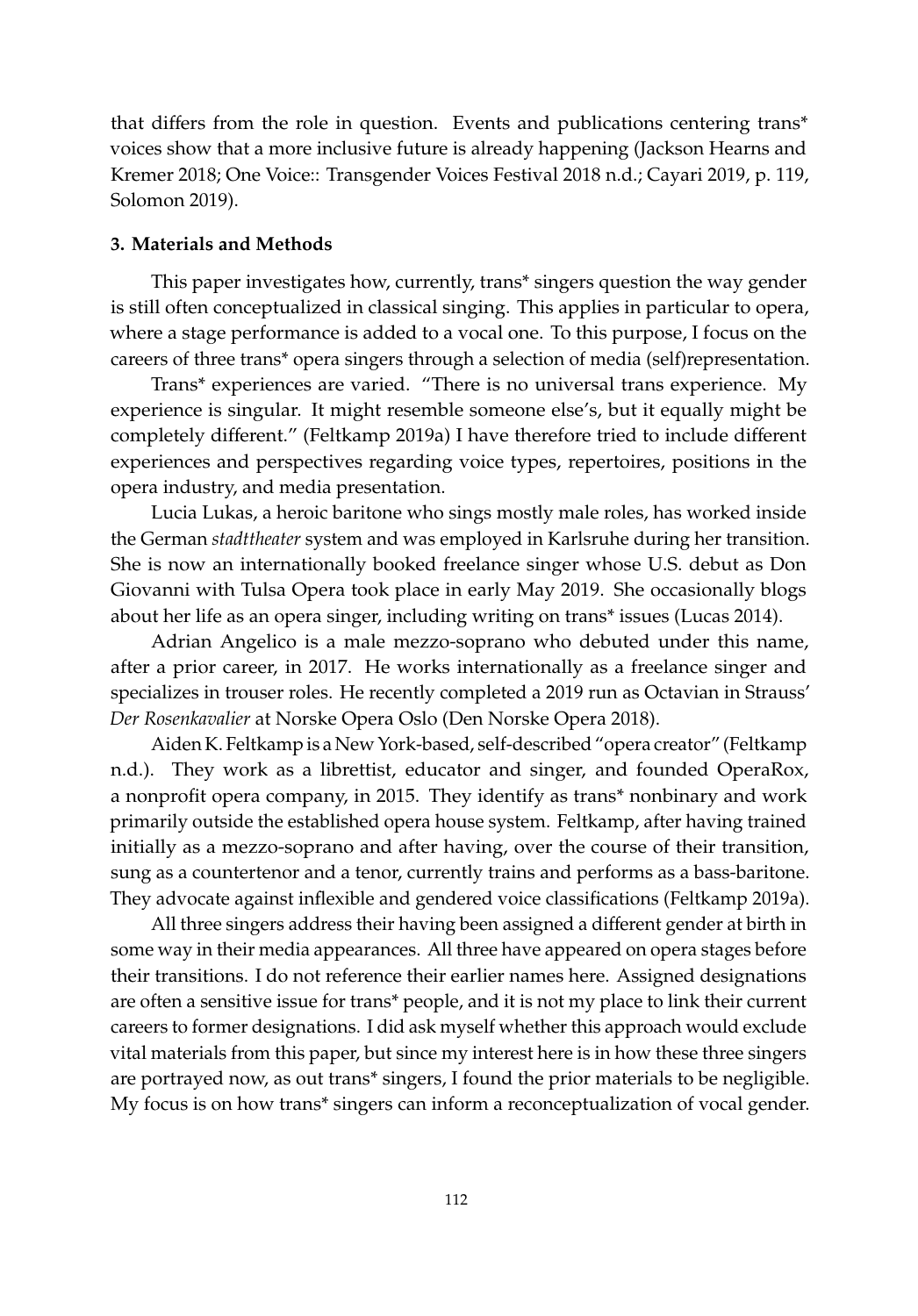that differs from the role in question. Events and publications centering trans* voices show that a more inclusive future is already happening (Jackson Hearns and Kremer 2018; One Voice:: Transgender Voices Festival 2018 n.d.; Cayari 2019, p. 119, Solomon 2019).

## 3. Materials and Methods

This paper investigates how, currently, trans* singers question the way gender is still often conceptualized in classical singing. This applies in particular to opera, where a stage performance is added to a vocal one. To this purpose, I focus on the careers of three trans* opera singers through a selection of media (self)representation.

Trans* experiences are varied. "There is no universal trans experience. My experience is singular. It might resemble someone else's, but it equally might be completely different." (Feltkamp 2019a) I have therefore tried to include different experiences and perspectives regarding voice types, repertoires, positions in the opera industry, and media presentation.

Lucia Lukas, a heroic baritone who sings mostly male roles, has worked inside the German *stadttheater* system and was employed in Karlsruhe during her transition. She is now an internationally booked freelance singer whose U.S. debut as Don Giovanni with Tulsa Opera took place in early May 2019. She occasionally blogs about her life as an opera singer, including writing on trans* issues (Lucas 2014).

Adrian Angelico is a male mezzo-soprano who debuted under this name, after a prior career, in 2017. He works internationally as a freelance singer and specializes in trouser roles. He recently completed a 2019 run as Octavian in Strauss' *Der Rosenkavalier* at Norske Opera Oslo (Den Norske Opera 2018).

Aiden K. Feltkamp is a New York-based, self-described "opera creator" (Feltkamp n.d.). They work as a librettist, educator and singer, and founded OperaRox, a nonprofit opera company, in 2015. They identify as trans* nonbinary and work primarily outside the established opera house system. Feltkamp, after having trained initially as a mezzo-soprano and after having, over the course of their transition, sung as a countertenor and a tenor, currently trains and performs as a bass-baritone. They advocate against inflexible and gendered voice classifications (Feltkamp 2019a).

All three singers address their having been assigned a different gender at birth in some way in their media appearances. All three have appeared on opera stages before their transitions. I do not reference their earlier names here. Assigned designations are often a sensitive issue for trans* people, and it is not my place to link their current careers to former designations. I did ask myself whether this approach would exclude vital materials from this paper, but since my interest here is in how these three singers are portrayed now, as out trans* singers, I found the prior materials to be negligible. My focus is on how trans* singers can inform a reconceptualization of vocal gender.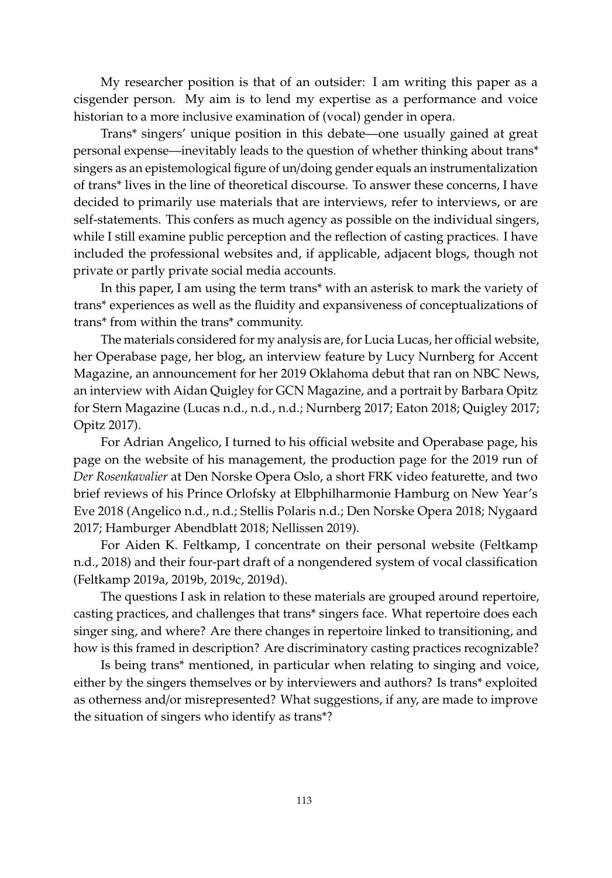My researcher position is that of an outsider: I am writing this paper as a cisgender person. My aim is to lend my expertise as a performance and voice historian to a more inclusive examination of (vocal) gender in opera.

Trans* singers' unique position in this debate—one usually gained at great personal expense—inevitably leads to the question of whether thinking about trans* singers as an epistemological figure of un/doing gender equals an instrumentalization of trans* lives in the line of theoretical discourse. To answer these concerns, I have decided to primarily use materials that are interviews, refer to interviews, or are self-statements. This confers as much agency as possible on the individual singers, while I still examine public perception and the reflection of casting practices. I have included the professional websites and, if applicable, adjacent blogs, though not private or partly private social media accounts.

In this paper, I am using the term trans* with an asterisk to mark the variety of trans* experiences as well as the fluidity and expansiveness of conceptualizations of trans* from within the trans* community.

The materials considered for my analysis are, for Lucia Lucas, her official website, her Operabase page, her blog, an interview feature by Lucy Nurnberg for Accent Magazine, an announcement for her 2019 Oklahoma debut that ran on NBC News, an interview with Aidan Quigley for GCN Magazine, and a portrait by Barbara Opitz for Stern Magazine (Lucas n.d., n.d., n.d.; Nurnberg 2017; Eaton 2018; Quigley 2017; Opitz 2017).

For Adrian Angelico, I turned to his official website and Operabase page, his page on the website of his management, the production page for the 2019 run of *Der Rosenkavalier* at Den Norske Opera Oslo, a short FRK video featurette, and two brief reviews of his Prince Orlofsky at Elbphilharmonie Hamburg on New Year's Eve 2018 (Angelico n.d., n.d.; Stellis Polaris n.d.; Den Norske Opera 2018; Nygaard 2017; Hamburger Abendblatt 2018; Nellissen 2019).

For Aiden K. Feltkamp, I concentrate on their personal website (Feltkamp n.d., 2018) and their four-part draft of a nongendered system of vocal classification (Feltkamp 2019a, 2019b, 2019c, 2019d).

The questions I ask in relation to these materials are grouped around repertoire, casting practices, and challenges that trans* singers face. What repertoire does each singer sing, and where? Are there changes in repertoire linked to transitioning, and how is this framed in description? Are discriminatory casting practices recognizable?

Is being trans* mentioned, in particular when relating to singing and voice, either by the singers themselves or by interviewers and authors? Is trans* exploited as otherness and/or misrepresented? What suggestions, if any, are made to improve the situation of singers who identify as trans*?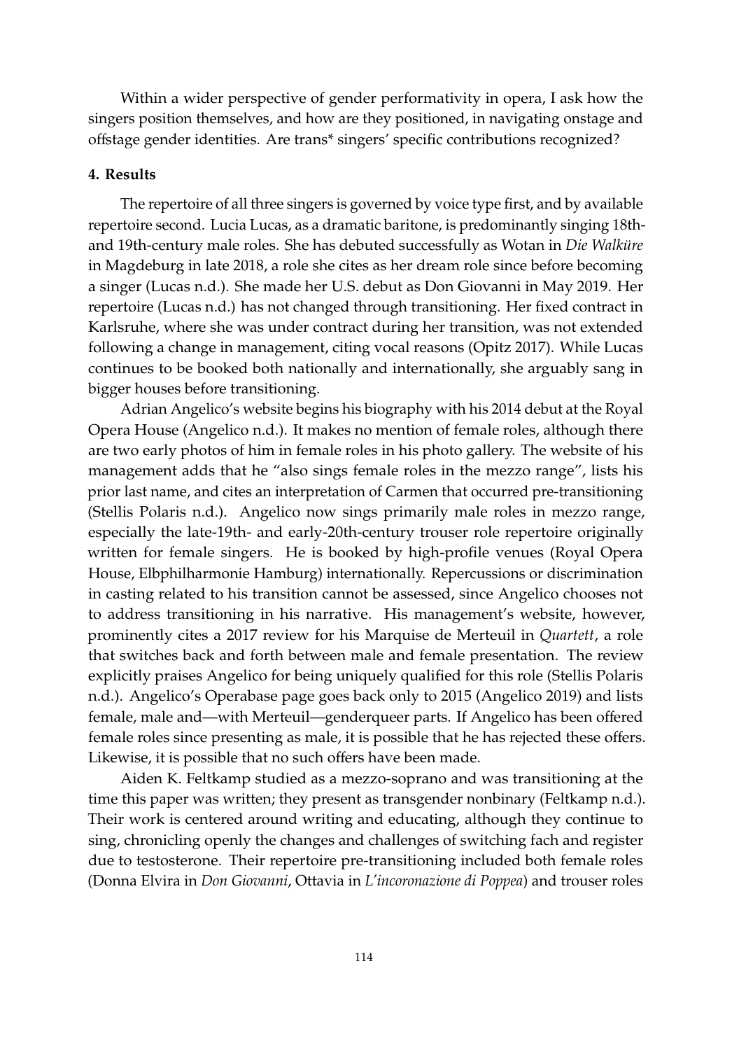Within a wider perspective of gender performativity in opera, I ask how the singers position themselves, and how are they positioned, in navigating onstage and offstage gender identities. Are trans* singers' specific contributions recognized?

## 4. Results

The repertoire of all three singers is governed by voice type first, and by available repertoire second. Lucia Lucas, as a dramatic baritone, is predominantly singing 18th- and 19th-century male roles. She has debuted successfully as Wotan in *Die Walküre* in Magdeburg in late 2018, a role she cites as her dream role since before becoming a singer (Lucas n.d.). She made her U.S. debut as Don Giovanni in May 2019. Her repertoire (Lucas n.d.) has not changed through transitioning. Her fixed contract in Karlsruhe, where she was under contract during her transition, was not extended following a change in management, citing vocal reasons (Opitz 2017). While Lucas continues to be booked both nationally and internationally, she arguably sang in bigger houses before transitioning.

Adrian Angelico's website begins his biography with his 2014 debut at the Royal Opera House (Angelico n.d.). It makes no mention of female roles, although there are two early photos of him in female roles in his photo gallery. The website of his management adds that he "also sings female roles in the mezzo range", lists his prior last name, and cites an interpretation of Carmen that occurred pre-transitioning (Stellis Polaris n.d.). Angelico now sings primarily male roles in mezzo range, especially the late-19th- and early-20th-century trouser role repertoire originally written for female singers. He is booked by high-profile venues (Royal Opera House, Elbphilharmonie Hamburg) internationally. Repercussions or discrimination in casting related to his transition cannot be assessed, since Angelico chooses not to address transitioning in his narrative. His management's website, however, prominently cites a 2017 review for his Marquise de Merteuil in *Quartett*, a role that switches back and forth between male and female presentation. The review explicitly praises Angelico for being uniquely qualified for this role (Stellis Polaris n.d.). Angelico's Operabase page goes back only to 2015 (Angelico 2019) and lists female, male and—with Merteuil—genderqueer parts. If Angelico has been offered female roles since presenting as male, it is possible that he has rejected these offers. Likewise, it is possible that no such offers have been made.

Aiden K. Feltkamp studied as a mezzo-soprano and was transitioning at the time this paper was written; they present as transgender nonbinary (Feltkamp n.d.). Their work is centered around writing and educating, although they continue to sing, chronicling openly the changes and challenges of switching fach and register due to testosterone. Their repertoire pre-transitioning included both female roles (Donna Elvira in *Don Giovanni*, Ottavia in *L'incoronazione di Poppea*) and trouser roles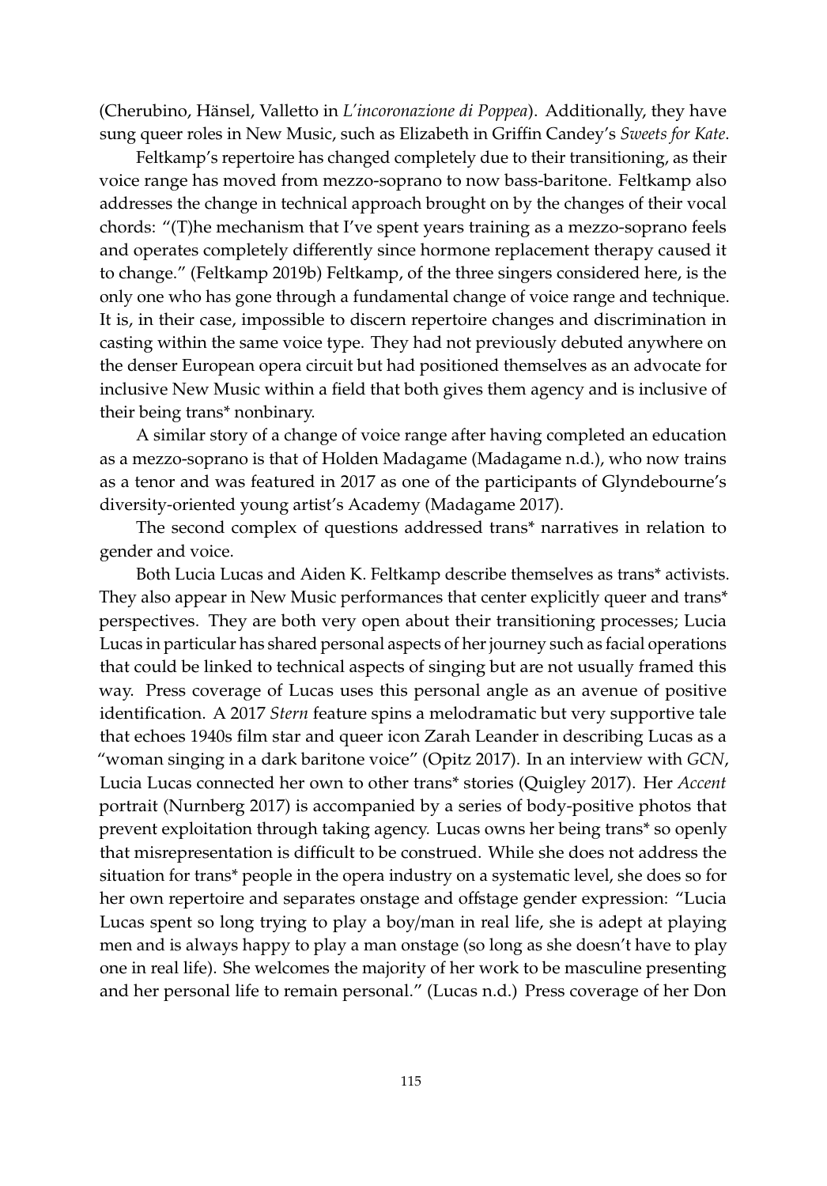(Cherubino, Hänsel, Valletto in *L'incoronazione di Poppea*). Additionally, they have sung queer roles in New Music, such as Elizabeth in Griffin Candey's *Sweets for Kate*.

Feltkamp's repertoire has changed completely due to their transitioning, as their voice range has moved from mezzo-soprano to now bass-baritone. Feltkamp also addresses the change in technical approach brought on by the changes of their vocal chords: "(T)he mechanism that I've spent years training as a mezzo-soprano feels and operates completely differently since hormone replacement therapy caused it to change." (Feltkamp 2019b) Feltkamp, of the three singers considered here, is the only one who has gone through a fundamental change of voice range and technique. It is, in their case, impossible to discern repertoire changes and discrimination in casting within the same voice type. They had not previously debuted anywhere on the denser European opera circuit but had positioned themselves as an advocate for inclusive New Music within a field that both gives them agency and is inclusive of their being trans* nonbinary.

A similar story of a change of voice range after having completed an education as a mezzo-soprano is that of Holden Madagame (Madagame n.d.), who now trains as a tenor and was featured in 2017 as one of the participants of Glyndebourne's diversity-oriented young artist's Academy (Madagame 2017).

The second complex of questions addressed trans* narratives in relation to gender and voice.

Both Lucia Lucas and Aiden K. Feltkamp describe themselves as trans* activists. They also appear in New Music performances that center explicitly queer and trans* perspectives. They are both very open about their transitioning processes; Lucia Lucas in particular has shared personal aspects of her journey such as facial operations that could be linked to technical aspects of singing but are not usually framed this way. Press coverage of Lucas uses this personal angle as an avenue of positive identification. A 2017 *Stern* feature spins a melodramatic but very supportive tale that echoes 1940s film star and queer icon Zarah Leander in describing Lucas as a "woman singing in a dark baritone voice" (Opitz 2017). In an interview with *GCN*, Lucia Lucas connected her own to other trans* stories (Quigley 2017). Her *Accent* portrait (Nurnberg 2017) is accompanied by a series of body-positive photos that prevent exploitation through taking agency. Lucas owns her being trans* so openly that misrepresentation is difficult to be construed. While she does not address the situation for trans* people in the opera industry on a systematic level, she does so for her own repertoire and separates onstage and offstage gender expression: "Lucia Lucas spent so long trying to play a boy/man in real life, she is adept at playing men and is always happy to play a man onstage (so long as she doesn't have to play one in real life). She welcomes the majority of her work to be masculine presenting and her personal life to remain personal." (Lucas n.d.) Press coverage of her Don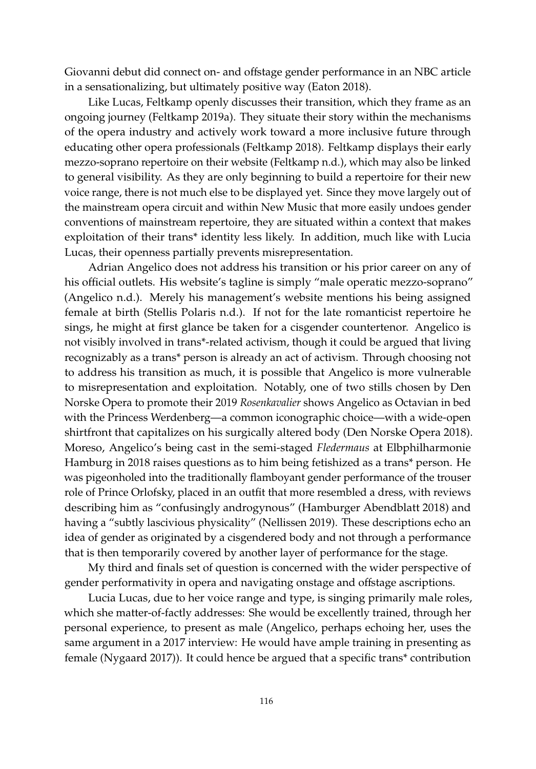Giovanni debut did connect on- and offstage gender performance in an NBC article in a sensationalizing, but ultimately positive way (Eaton 2018).

Like Lucas, Feltkamp openly discusses their transition, which they frame as an ongoing journey (Feltkamp 2019a). They situate their story within the mechanisms of the opera industry and actively work toward a more inclusive future through educating other opera professionals (Feltkamp 2018). Feltkamp displays their early mezzo-soprano repertoire on their website (Feltkamp n.d.), which may also be linked to general visibility. As they are only beginning to build a repertoire for their new voice range, there is not much else to be displayed yet. Since they move largely out of the mainstream opera circuit and within New Music that more easily undoes gender conventions of mainstream repertoire, they are situated within a context that makes exploitation of their trans* identity less likely. In addition, much like with Lucia Lucas, their openness partially prevents misrepresentation.

Adrian Angelico does not address his transition or his prior career on any of his official outlets. His website's tagline is simply "male operatic mezzo-soprano" (Angelico n.d.). Merely his management's website mentions his being assigned female at birth (Stellis Polaris n.d.). If not for the late romanticist repertoire he sings, he might at first glance be taken for a cisgender countertenor. Angelico is not visibly involved in trans*-related activism, though it could be argued that living recognizably as a trans* person is already an act of activism. Through choosing not to address his transition as much, it is possible that Angelico is more vulnerable to misrepresentation and exploitation. Notably, one of two stills chosen by Den Norske Opera to promote their 2019 *Rosenkavalier* shows Angelico as Octavian in bed with the Princess Werdenberg—a common iconographic choice—with a wide-open shirtfront that capitalizes on his surgically altered body (Den Norske Opera 2018). Moreso, Angelico's being cast in the semi-staged *Fledermaus* at Elbphilharmonie Hamburg in 2018 raises questions as to him being fetishized as a trans* person. He was pigeonholed into the traditionally flamboyant gender performance of the trouser role of Prince Orlofsky, placed in an outfit that more resembled a dress, with reviews describing him as "confusingly androgynous" (Hamburger Abendblatt 2018) and having a "subtly lascivious physicality" (Nellissen 2019). These descriptions echo an idea of gender as originated by a cisgendered body and not through a performance that is then temporarily covered by another layer of performance for the stage.

My third and finals set of question is concerned with the wider perspective of gender performativity in opera and navigating onstage and offstage ascriptions.

Lucia Lucas, due to her voice range and type, is singing primarily male roles, which she matter-of-factly addresses: She would be excellently trained, through her personal experience, to present as male (Angelico, perhaps echoing her, uses the same argument in a 2017 interview: He would have ample training in presenting as female (Nygaard 2017)). It could hence be argued that a specific trans* contribution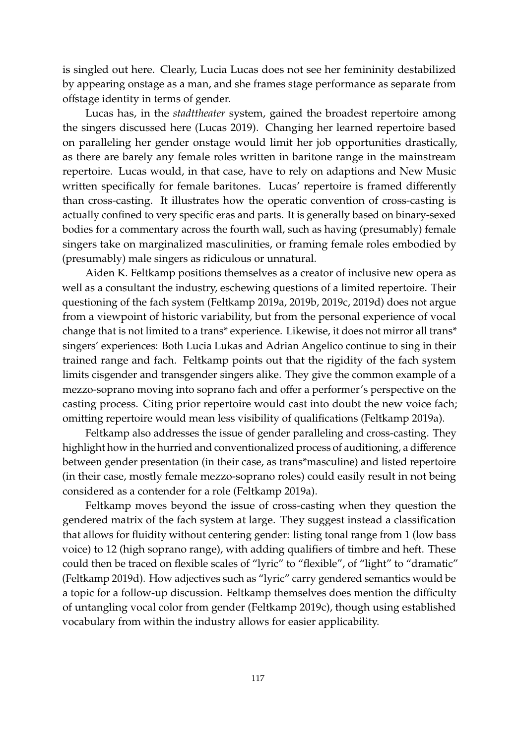is singled out here. Clearly, Lucia Lucas does not see her femininity destabilized by appearing onstage as a man, and she frames stage performance as separate from offstage identity in terms of gender.

Lucas has, in the *stadttheater* system, gained the broadest repertoire among the singers discussed here (Lucas 2019). Changing her learned repertoire based on paralleling her gender onstage would limit her job opportunities drastically, as there are barely any female roles written in baritone range in the mainstream repertoire. Lucas would, in that case, have to rely on adaptions and New Music written specifically for female baritones. Lucas' repertoire is framed differently than cross-casting. It illustrates how the operatic convention of cross-casting is actually confined to very specific eras and parts. It is generally based on binary-sexed bodies for a commentary across the fourth wall, such as having (presumably) female singers take on marginalized masculinities, or framing female roles embodied by (presumably) male singers as ridiculous or unnatural.

Aiden K. Feltkamp positions themselves as a creator of inclusive new opera as well as a consultant the industry, eschewing questions of a limited repertoire. Their questioning of the fach system (Feltkamp 2019a, 2019b, 2019c, 2019d) does not argue from a viewpoint of historic variability, but from the personal experience of vocal change that is not limited to a trans* experience. Likewise, it does not mirror all trans* singers' experiences: Both Lucia Lukas and Adrian Angelico continue to sing in their trained range and fach. Feltkamp points out that the rigidity of the fach system limits cisgender and transgender singers alike. They give the common example of a mezzo-soprano moving into soprano fach and offer a performer's perspective on the casting process. Citing prior repertoire would cast into doubt the new voice fach; omitting repertoire would mean less visibility of qualifications (Feltkamp 2019a).

Feltkamp also addresses the issue of gender paralleling and cross-casting. They highlight how in the hurried and conventionalized process of auditioning, a difference between gender presentation (in their case, as trans*masculine) and listed repertoire (in their case, mostly female mezzo-soprano roles) could easily result in not being considered as a contender for a role (Feltkamp 2019a).

Feltkamp moves beyond the issue of cross-casting when they question the gendered matrix of the fach system at large. They suggest instead a classification that allows for fluidity without centering gender: listing tonal range from 1 (low bass voice) to 12 (high soprano range), with adding qualifiers of timbre and heft. These could then be traced on flexible scales of "lyric" to "flexible", of "light" to "dramatic" (Feltkamp 2019d). How adjectives such as "lyric" carry gendered semantics would be a topic for a follow-up discussion. Feltkamp themselves does mention the difficulty of untangling vocal color from gender (Feltkamp 2019c), though using established vocabulary from within the industry allows for easier applicability.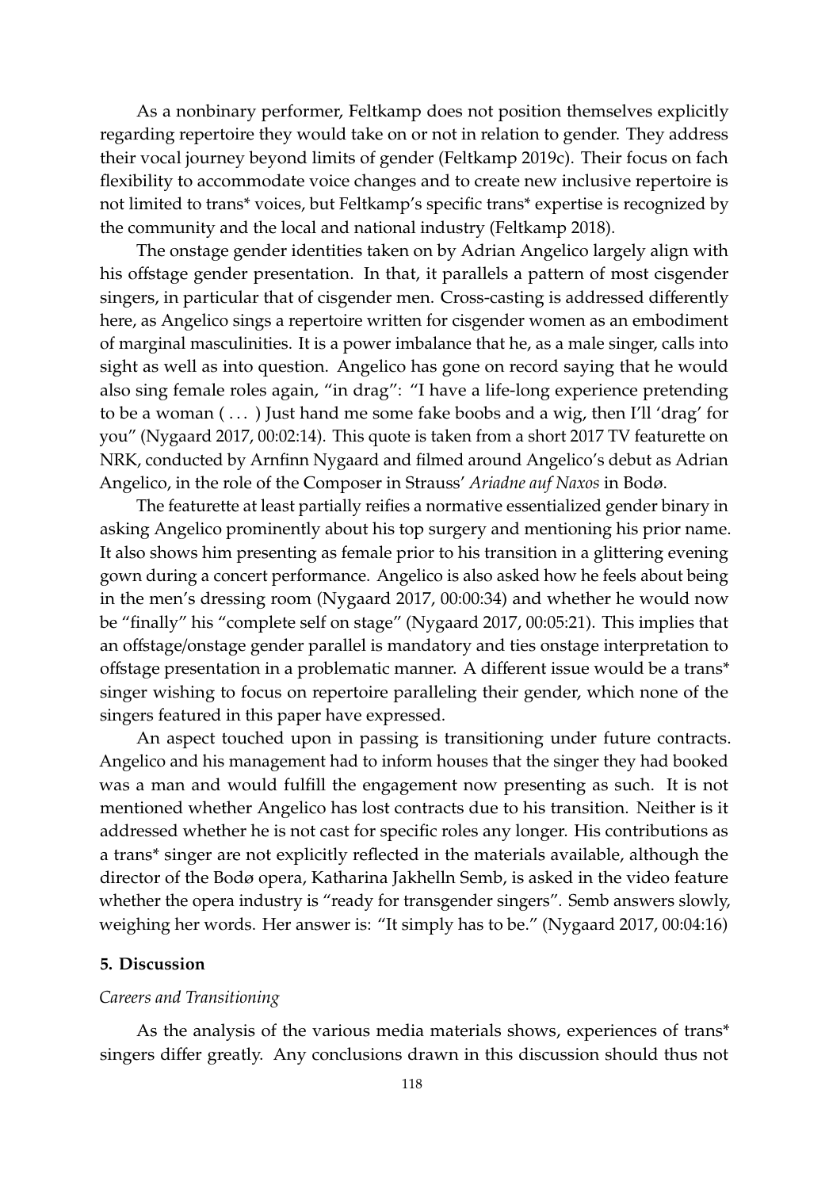As a nonbinary performer, Feltkamp does not position themselves explicitly regarding repertoire they would take on or not in relation to gender. They address their vocal journey beyond limits of gender (Feltkamp 2019c). Their focus on fach flexibility to accommodate voice changes and to create new inclusive repertoire is not limited to trans* voices, but Feltkamp's specific trans* expertise is recognized by the community and the local and national industry (Feltkamp 2018).

The onstage gender identities taken on by Adrian Angelico largely align with his offstage gender presentation. In that, it parallels a pattern of most cisgender singers, in particular that of cisgender men. Cross-casting is addressed differently here, as Angelico sings a repertoire written for cisgender women as an embodiment of marginal masculinities. It is a power imbalance that he, as a male singer, calls into sight as well as into question. Angelico has gone on record saying that he would also sing female roles again, "in drag": "I have a life-long experience pretending to be a woman ( . . . ) Just hand me some fake boobs and a wig, then I'll 'drag' for you" (Nygaard 2017, 00:02:14). This quote is taken from a short 2017 TV featurette on NRK, conducted by Arnfinn Nygaard and filmed around Angelico's debut as Adrian Angelico, in the role of the Composer in Strauss' *Ariadne auf Naxos* in Bodø.

The featurette at least partially reifies a normative essentialized gender binary in asking Angelico prominently about his top surgery and mentioning his prior name. It also shows him presenting as female prior to his transition in a glittering evening gown during a concert performance. Angelico is also asked how he feels about being in the men's dressing room (Nygaard 2017, 00:00:34) and whether he would now be "finally" his "complete self on stage" (Nygaard 2017, 00:05:21). This implies that an offstage/onstage gender parallel is mandatory and ties onstage interpretation to offstage presentation in a problematic manner. A different issue would be a trans* singer wishing to focus on repertoire paralleling their gender, which none of the singers featured in this paper have expressed.

An aspect touched upon in passing is transitioning under future contracts. Angelico and his management had to inform houses that the singer they had booked was a man and would fulfill the engagement now presenting as such. It is not mentioned whether Angelico has lost contracts due to his transition. Neither is it addressed whether he is not cast for specific roles any longer. His contributions as a trans* singer are not explicitly reflected in the materials available, although the director of the Bodø opera, Katharina Jakhelln Semb, is asked in the video feature whether the opera industry is "ready for transgender singers". Semb answers slowly, weighing her words. Her answer is: "It simply has to be." (Nygaard 2017, 00:04:16)

## 5. Discussion

### *Careers and Transitioning*

As the analysis of the various media materials shows, experiences of trans* singers differ greatly. Any conclusions drawn in this discussion should thus not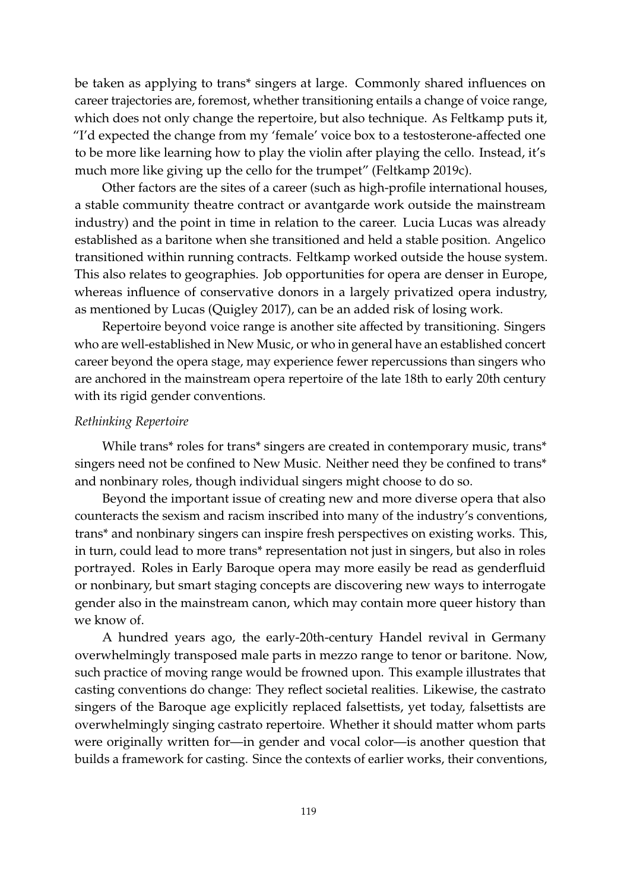be taken as applying to trans* singers at large. Commonly shared influences on career trajectories are, foremost, whether transitioning entails a change of voice range, which does not only change the repertoire, but also technique. As Feltkamp puts it, "I'd expected the change from my 'female' voice box to a testosterone-affected one to be more like learning how to play the violin after playing the cello. Instead, it's much more like giving up the cello for the trumpet" (Feltkamp 2019c).

Other factors are the sites of a career (such as high-profile international houses, a stable community theatre contract or avantgarde work outside the mainstream industry) and the point in time in relation to the career. Lucia Lucas was already established as a baritone when she transitioned and held a stable position. Angelico transitioned within running contracts. Feltkamp worked outside the house system. This also relates to geographies. Job opportunities for opera are denser in Europe, whereas influence of conservative donors in a largely privatized opera industry, as mentioned by Lucas (Quigley 2017), can be an added risk of losing work.

Repertoire beyond voice range is another site affected by transitioning. Singers who are well-established in New Music, or who in general have an established concert career beyond the opera stage, may experience fewer repercussions than singers who are anchored in the mainstream opera repertoire of the late 18th to early 20th century with its rigid gender conventions.

*Rethinking Repertoire*

While trans* roles for trans* singers are created in contemporary music, trans* singers need not be confined to New Music. Neither need they be confined to trans* and nonbinary roles, though individual singers might choose to do so.

Beyond the important issue of creating new and more diverse opera that also counteracts the sexism and racism inscribed into many of the industry's conventions, trans* and nonbinary singers can inspire fresh perspectives on existing works. This, in turn, could lead to more trans* representation not just in singers, but also in roles portrayed. Roles in Early Baroque opera may more easily be read as genderfluid or nonbinary, but smart staging concepts are discovering new ways to interrogate gender also in the mainstream canon, which may contain more queer history than we know of.

A hundred years ago, the early-20th-century Handel revival in Germany overwhelmingly transposed male parts in mezzo range to tenor or baritone. Now, such practice of moving range would be frowned upon. This example illustrates that casting conventions do change: They reflect societal realities. Likewise, the castrato singers of the Baroque age explicitly replaced falsettists, yet today, falsettists are overwhelmingly singing castrato repertoire. Whether it should matter whom parts were originally written for—in gender and vocal color—is another question that builds a framework for casting. Since the contexts of earlier works, their conventions,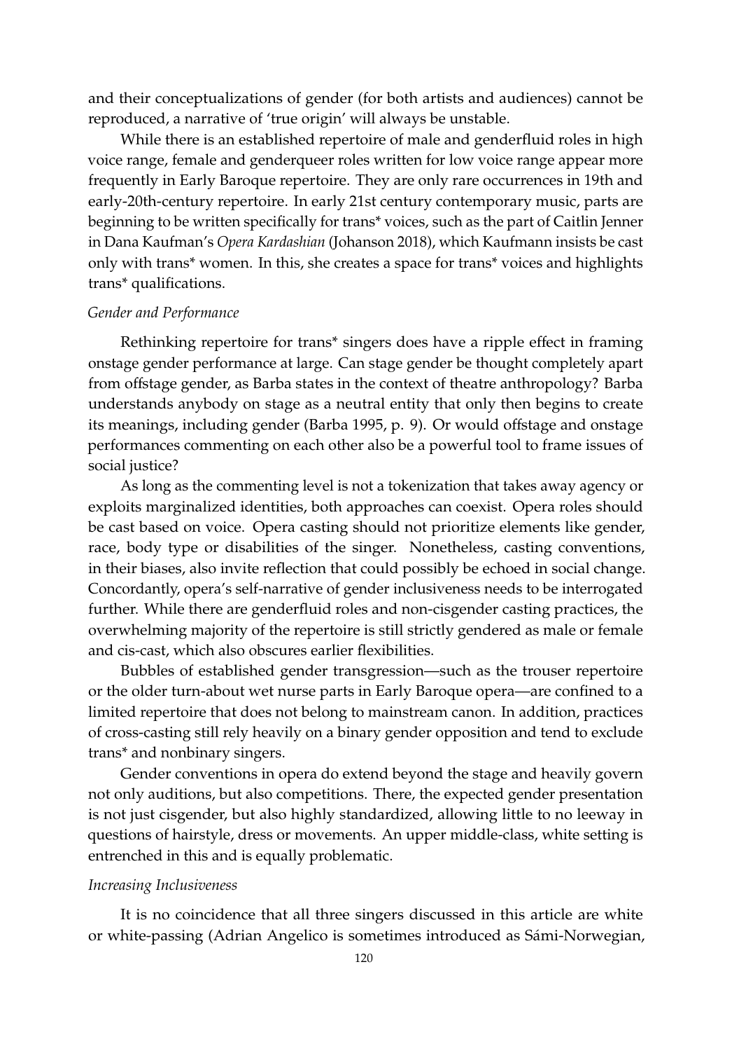and their conceptualizations of gender (for both artists and audiences) cannot be reproduced, a narrative of 'true origin' will always be unstable.

While there is an established repertoire of male and genderfluid roles in high voice range, female and genderqueer roles written for low voice range appear more frequently in Early Baroque repertoire. They are only rare occurrences in 19th and early-20th-century repertoire. In early 21st century contemporary music, parts are beginning to be written specifically for trans* voices, such as the part of Caitlin Jenner in Dana Kaufman's *Opera Kardashian* (Johanson 2018), which Kaufmann insists be cast only with trans* women. In this, she creates a space for trans* voices and highlights trans* qualifications.

### *Gender and Performance*

Rethinking repertoire for trans* singers does have a ripple effect in framing onstage gender performance at large. Can stage gender be thought completely apart from offstage gender, as Barba states in the context of theatre anthropology? Barba understands anybody on stage as a neutral entity that only then begins to create its meanings, including gender (Barba 1995, p. 9). Or would offstage and onstage performances commenting on each other also be a powerful tool to frame issues of social justice?

As long as the commenting level is not a tokenization that takes away agency or exploits marginalized identities, both approaches can coexist. Opera roles should be cast based on voice. Opera casting should not prioritize elements like gender, race, body type or disabilities of the singer. Nonetheless, casting conventions, in their biases, also invite reflection that could possibly be echoed in social change. Concordantly, opera's self-narrative of gender inclusiveness needs to be interrogated further. While there are genderfluid roles and non-cisgender casting practices, the overwhelming majority of the repertoire is still strictly gendered as male or female and cis-cast, which also obscures earlier flexibilities.

Bubbles of established gender transgression—such as the trouser repertoire or the older turn-about wet nurse parts in Early Baroque opera—are confined to a limited repertoire that does not belong to mainstream canon. In addition, practices of cross-casting still rely heavily on a binary gender opposition and tend to exclude trans* and nonbinary singers.

Gender conventions in opera do extend beyond the stage and heavily govern not only auditions, but also competitions. There, the expected gender presentation is not just cisgender, but also highly standardized, allowing little to no leeway in questions of hairstyle, dress or movements. An upper middle-class, white setting is entrenched in this and is equally problematic.

### *Increasing Inclusiveness*

It is no coincidence that all three singers discussed in this article are white or white-passing (Adrian Angelico is sometimes introduced as Sámi-Norwegian,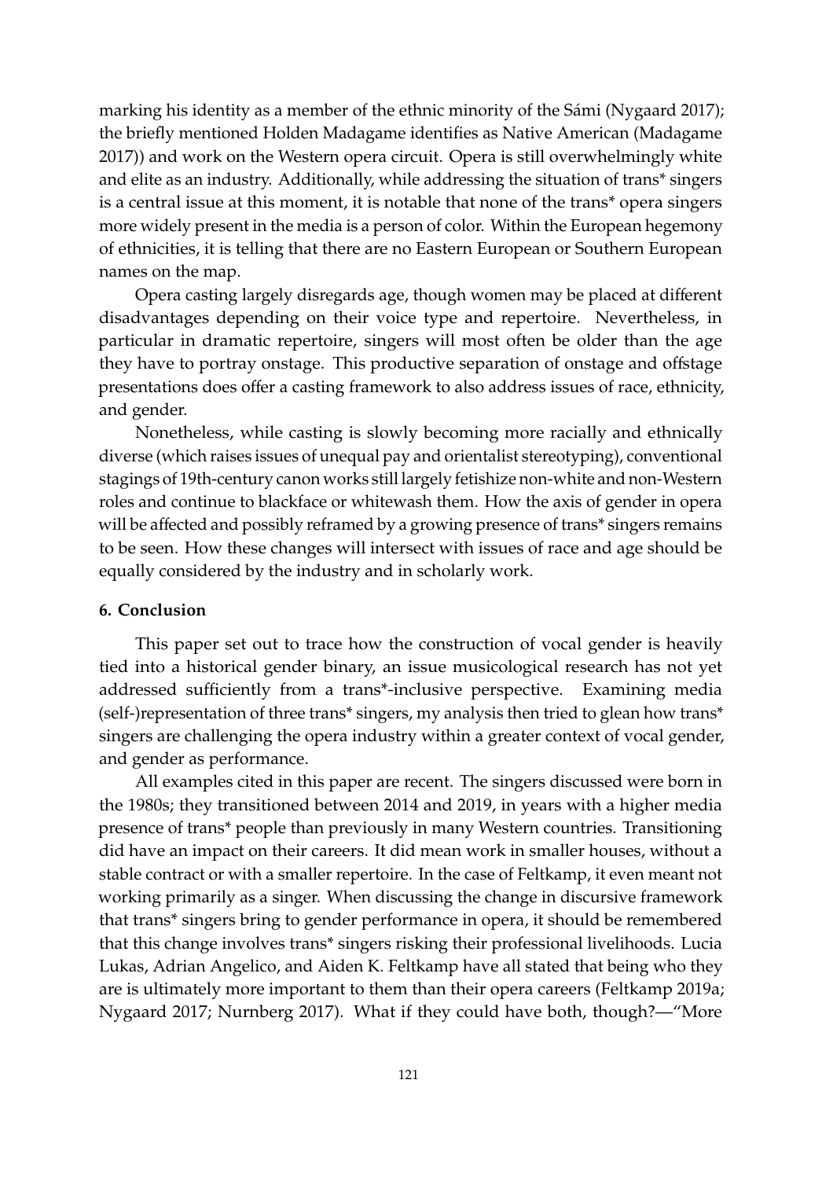marking his identity as a member of the ethnic minority of the Sámi (Nygaard 2017); the briefly mentioned Holden Madagame identifies as Native American (Madagame 2017)) and work on the Western opera circuit. Opera is still overwhelmingly white and elite as an industry. Additionally, while addressing the situation of trans* singers is a central issue at this moment, it is notable that none of the trans* opera singers more widely present in the media is a person of color. Within the European hegemony of ethnicities, it is telling that there are no Eastern European or Southern European names on the map.

Opera casting largely disregards age, though women may be placed at different disadvantages depending on their voice type and repertoire. Nevertheless, in particular in dramatic repertoire, singers will most often be older than the age they have to portray onstage. This productive separation of onstage and offstage presentations does offer a casting framework to also address issues of race, ethnicity, and gender.

Nonetheless, while casting is slowly becoming more racially and ethnically diverse (which raises issues of unequal pay and orientalist stereotyping), conventional stagings of 19th-century canon works still largely fetishize non-white and non-Western roles and continue to blackface or whitewash them. How the axis of gender in opera will be affected and possibly reframed by a growing presence of trans* singers remains to be seen. How these changes will intersect with issues of race and age should be equally considered by the industry and in scholarly work.

## 6. Conclusion

This paper set out to trace how the construction of vocal gender is heavily tied into a historical gender binary, an issue musicological research has not yet addressed sufficiently from a trans*-inclusive perspective. Examining media (self-)representation of three trans* singers, my analysis then tried to glean how trans* singers are challenging the opera industry within a greater context of vocal gender, and gender as performance.

All examples cited in this paper are recent. The singers discussed were born in the 1980s; they transitioned between 2014 and 2019, in years with a higher media presence of trans* people than previously in many Western countries. Transitioning did have an impact on their careers. It did mean work in smaller houses, without a stable contract or with a smaller repertoire. In the case of Feltkamp, it even meant not working primarily as a singer. When discussing the change in discursive framework that trans* singers bring to gender performance in opera, it should be remembered that this change involves trans* singers risking their professional livelihoods. Lucia Lukas, Adrian Angelico, and Aiden K. Feltkamp have all stated that being who they are is ultimately more important to them than their opera careers (Feltkamp 2019a; Nygaard 2017; Nurnberg 2017). What if they could have both, though?—"More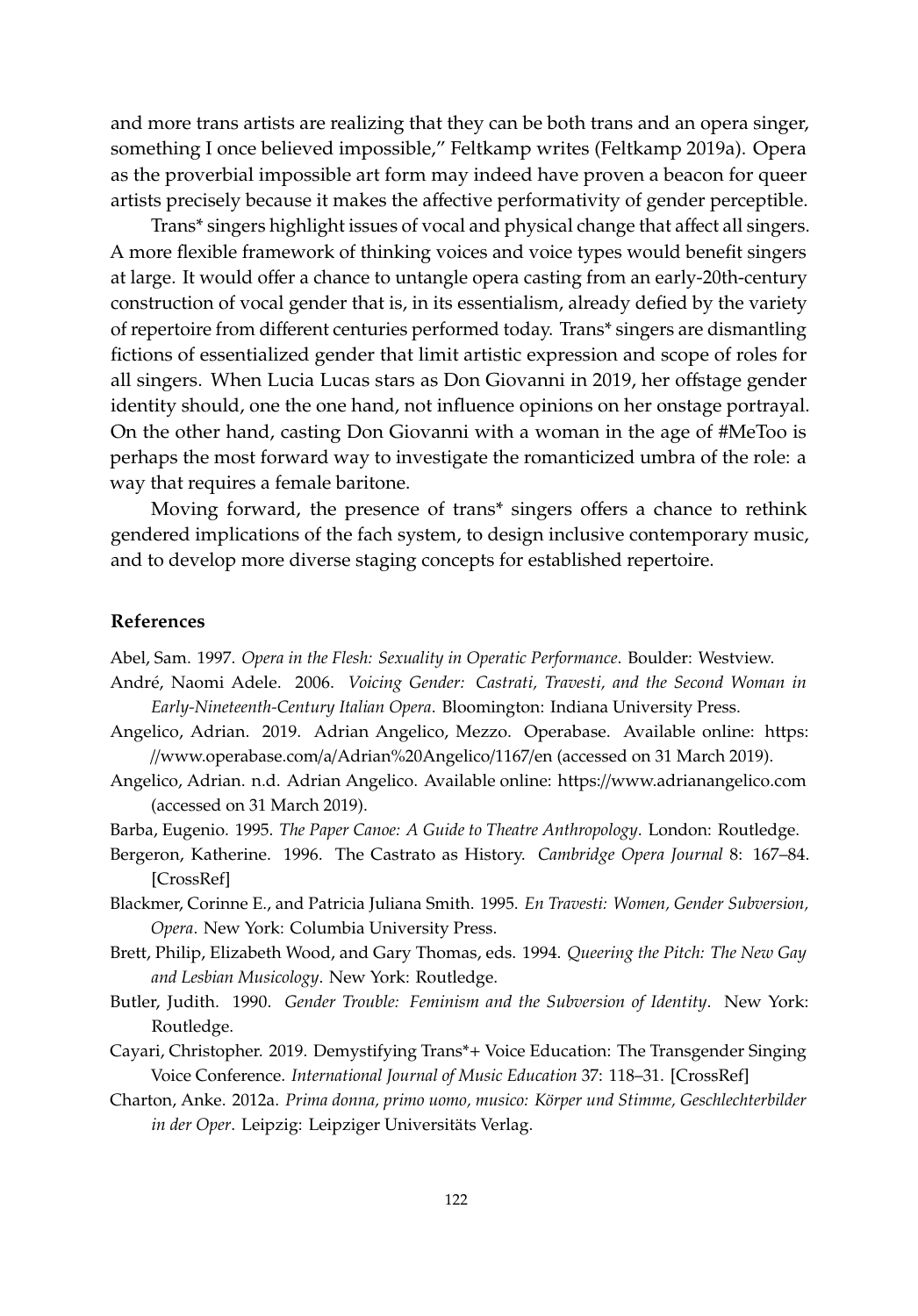and more trans artists are realizing that they can be both trans and an opera singer, something I once believed impossible," Feltkamp writes (Feltkamp 2019a). Opera as the proverbial impossible art form may indeed have proven a beacon for queer artists precisely because it makes the affective performativity of gender perceptible.

Trans* singers highlight issues of vocal and physical change that affect all singers. A more flexible framework of thinking voices and voice types would benefit singers at large. It would offer a chance to untangle opera casting from an early-20th-century construction of vocal gender that is, in its essentialism, already defied by the variety of repertoire from different centuries performed today. Trans* singers are dismantling fictions of essentialized gender that limit artistic expression and scope of roles for all singers. When Lucia Lucas stars as Don Giovanni in 2019, her offstage gender identity should, one the one hand, not influence opinions on her onstage portrayal. On the other hand, casting Don Giovanni with a woman in the age of #MeToo is perhaps the most forward way to investigate the romanticized umbra of the role: a way that requires a female baritone.

Moving forward, the presence of trans* singers offers a chance to rethink gendered implications of the fach system, to design inclusive contemporary music, and to develop more diverse staging concepts for established repertoire.

## References

Abel, Sam. 1997. *Opera in the Flesh: Sexuality in Operatic Performance*. Boulder: Westview.

André, Naomi Adele. 2006. *Voicing Gender: Castrati, Travesti, and the Second Woman in Early-Nineteenth-Century Italian Opera*. Bloomington: Indiana University Press.

Angelico, Adrian. 2019. Adrian Angelico, Mezzo. Operabase. Available online: https://www.operabase.com/a/Adrian%20Angelico/1167/en (accessed on 31 March 2019).

Angelico, Adrian. n.d. Adrian Angelico. Available online: https://www.adrianangelico.com (accessed on 31 March 2019).

Barba, Eugenio. 1995. *The Paper Canoe: A Guide to Theatre Anthropology*. London: Routledge.

Bergeron, Katherine. 1996. The Castrato as History. *Cambridge Opera Journal* 8: 167–84. [CrossRef]

Blackmer, Corinne E., and Patricia Juliana Smith. 1995. *En Travesti: Women, Gender Subversion, Opera*. New York: Columbia University Press.

Brett, Philip, Elizabeth Wood, and Gary Thomas, eds. 1994. *Queering the Pitch: The New Gay and Lesbian Musicology*. New York: Routledge.

Butler, Judith. 1990. *Gender Trouble: Feminism and the Subversion of Identity*. New York: Routledge.

Cayari, Christopher. 2019. Demystifying Trans*+ Voice Education: The Transgender Singing Voice Conference. *International Journal of Music Education* 37: 118–31. [CrossRef]

Charton, Anke. 2012a. *Prima donna, primo uomo, musico: Körper und Stimme, Geschlechterbilder in der Oper*. Leipzig: Leipziger Universitäts Verlag.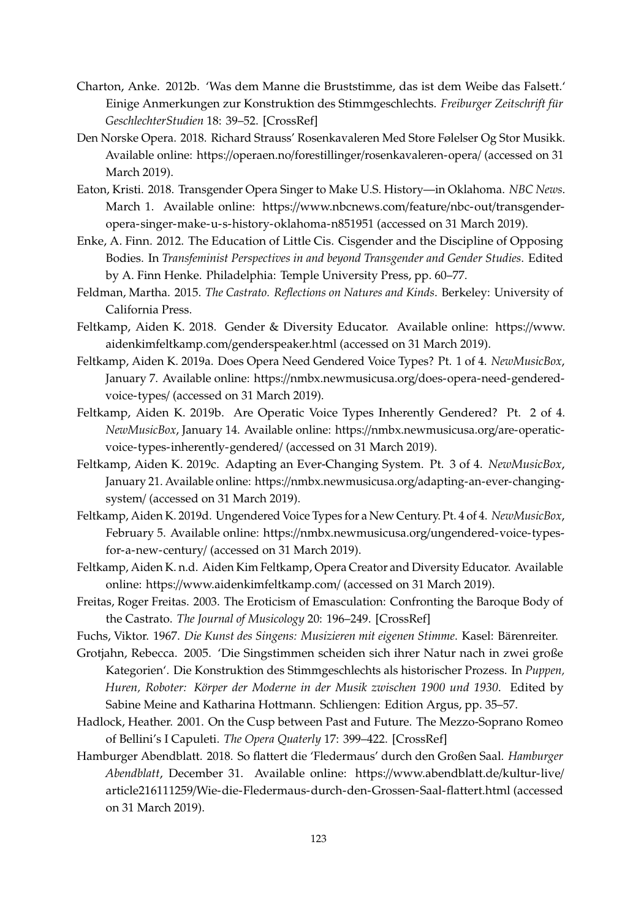Charton, Anke. 2012b. 'Was dem Manne die Bruststimme, das ist dem Weibe das Falsett.' Einige Anmerkungen zur Konstruktion des Stimmgeschlechts. *Freiburger Zeitschrift für GeschlechterStudien* 18: 39–52. [CrossRef]

Den Norske Opera. 2018. Richard Strauss' Rosenkavaleren Med Store Følelser Og Stor Musikk. Available online: https://operaen.no/forestillinger/rosenkavaleren-opera/ (accessed on 31 March 2019).

Eaton, Kristi. 2018. Transgender Opera Singer to Make U.S. History—in Oklahoma. *NBC News*. March 1. Available online: https://www.nbcnews.com/feature/nbc-out/transgender-opera-singer-make-u-s-history-oklahoma-n851951 (accessed on 31 March 2019).

Enke, A. Finn. 2012. The Education of Little Cis. Cisgender and the Discipline of Opposing Bodies. In *Transfeminist Perspectives in and beyond Transgender and Gender Studies*. Edited by A. Finn Henke. Philadelphia: Temple University Press, pp. 60–77.

Feldman, Martha. 2015. *The Castrato. Reflections on Natures and Kinds*. Berkeley: University of California Press.

Feltkamp, Aiden K. 2018. Gender & Diversity Educator. Available online: https://www.aidenkimfeltkamp.com/genderspeaker.html (accessed on 31 March 2019).

Feltkamp, Aiden K. 2019a. Does Opera Need Gendered Voice Types? Pt. 1 of 4. *NewMusicBox*, January 7. Available online: https://nmbx.newmusicusa.org/does-opera-need-gendered-voice-types/ (accessed on 31 March 2019).

Feltkamp, Aiden K. 2019b. Are Operatic Voice Types Inherently Gendered? Pt. 2 of 4. *NewMusicBox*, January 14. Available online: https://nmbx.newmusicusa.org/are-operatic-voice-types-inherently-gendered/ (accessed on 31 March 2019).

Feltkamp, Aiden K. 2019c. Adapting an Ever-Changing System. Pt. 3 of 4. *NewMusicBox*, January 21. Available online: https://nmbx.newmusicusa.org/adapting-an-ever-changing-system/ (accessed on 31 March 2019).

Feltkamp, Aiden K. 2019d. Ungendered Voice Types for a New Century. Pt. 4 of 4. *NewMusicBox*, February 5. Available online: https://nmbx.newmusicusa.org/ungendered-voice-types-for-a-new-century/ (accessed on 31 March 2019).

Feltkamp, Aiden K. n.d. Aiden Kim Feltkamp, Opera Creator and Diversity Educator. Available online: https://www.aidenkimfeltkamp.com/ (accessed on 31 March 2019).

Freitas, Roger Freitas. 2003. The Eroticism of Emasculation: Confronting the Baroque Body of the Castrato. *The Journal of Musicology* 20: 196–249. [CrossRef]

Fuchs, Viktor. 1967. *Die Kunst des Singens: Musizieren mit eigenen Stimme*. Kasel: Bärenreiter.

Grotjahn, Rebecca. 2005. 'Die Singstimmen scheiden sich ihrer Natur nach in zwei große Kategorien'. Die Konstruktion des Stimmgeschlechts als historischer Prozess. In *Puppen, Huren, Roboter: Körper der Moderne in der Musik zwischen 1900 und 1930*. Edited by Sabine Meine and Katharina Hottmann. Schliengen: Edition Argus, pp. 35–57.

Hadlock, Heather. 2001. On the Cusp between Past and Future. The Mezzo-Soprano Romeo of Bellini's I Capuleti. *The Opera Quaterly* 17: 399–422. [CrossRef]

Hamburger Abendblatt. 2018. So flattert die 'Fledermaus' durch den Großen Saal. *Hamburger Abendblatt*, December 31. Available online: https://www.abendblatt.de/kultur-live/article216111259/Wie-die-Fledermaus-durch-den-Grossen-Saal-flattert.html (accessed on 31 March 2019).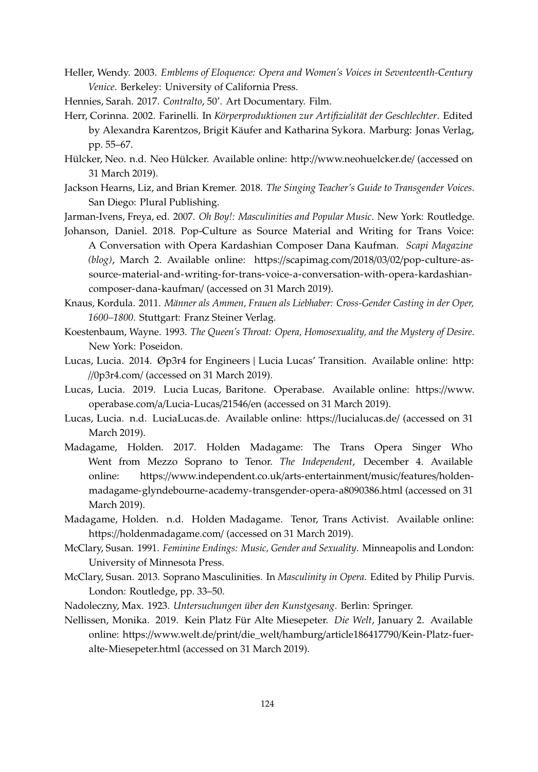Heller, Wendy. 2003. *Emblems of Eloquence: Opera and Women's Voices in Seventeenth-Century Venice*. Berkeley: University of California Press.

Hennies, Sarah. 2017. *Contralto*, 50'. Art Documentary. Film.

Herr, Corinna. 2002. Farinelli. In *Körperproduktionen zur Artifizialität der Geschlechter*. Edited by Alexandra Karentzos, Brigit Käufer and Katharina Sykora. Marburg: Jonas Verlag, pp. 55–67.

Hülcker, Neo. n.d. Neo Hülcker. Available online: http://www.neohuelcker.de/ (accessed on 31 March 2019).

Jackson Hearns, Liz, and Brian Kremer. 2018. *The Singing Teacher's Guide to Transgender Voices*. San Diego: Plural Publishing.

Jarman-Ivens, Freya, ed. 2007. *Oh Boy!: Masculinities and Popular Music*. New York: Routledge.

Johanson, Daniel. 2018. Pop-Culture as Source Material and Writing for Trans Voice: A Conversation with Opera Kardashian Composer Dana Kaufman. *Scapi Magazine (blog)*, March 2. Available online: https://scapimag.com/2018/03/02/pop-culture-as-source-material-and-writing-for-trans-voice-a-conversation-with-opera-kardashian-composer-dana-kaufman/ (accessed on 31 March 2019).

Knaus, Kordula. 2011. *Männer als Ammen, Frauen als Liebhaber: Cross-Gender Casting in der Oper, 1600–1800*. Stuttgart: Franz Steiner Verlag.

Koestenbaum, Wayne. 1993. *The Queen's Throat: Opera, Homosexuality, and the Mystery of Desire*. New York: Poseidon.

Lucas, Lucia. 2014. Øp3r4 for Engineers | Lucia Lucas' Transition. Available online: http://0p3r4.com/ (accessed on 31 March 2019).

Lucas, Lucia. 2019. Lucia Lucas, Baritone. Operabase. Available online: https://www.operabase.com/a/Lucia-Lucas/21546/en (accessed on 31 March 2019).

Lucas, Lucia. n.d. LuciaLucas.de. Available online: https://lucialucas.de/ (accessed on 31 March 2019).

Madagame, Holden. 2017. Holden Madagame: The Trans Opera Singer Who Went from Mezzo Soprano to Tenor. *The Independent*, December 4. Available online: https://www.independent.co.uk/arts-entertainment/music/features/holden-madagame-glyndebourne-academy-transgender-opera-a8090386.html (accessed on 31 March 2019).

Madagame, Holden. n.d. Holden Madagame. Tenor, Trans Activist. Available online: https://holdenmadagame.com/ (accessed on 31 March 2019).

McClary, Susan. 1991. *Feminine Endings: Music, Gender and Sexuality*. Minneapolis and London: University of Minnesota Press.

McClary, Susan. 2013. Soprano Masculinities. In *Masculinity in Opera*. Edited by Philip Purvis. London: Routledge, pp. 33–50.

Nadoleczny, Max. 1923. *Untersuchungen über den Kunstgesang*. Berlin: Springer.

Nellissen, Monika. 2019. Kein Platz Für Alte Miesepeter. *Die Welt*, January 2. Available online: https://www.welt.de/print/die_welt/hamburg/article186417790/Kein-Platz-fuer-alte-Miesepeter.html (accessed on 31 March 2019).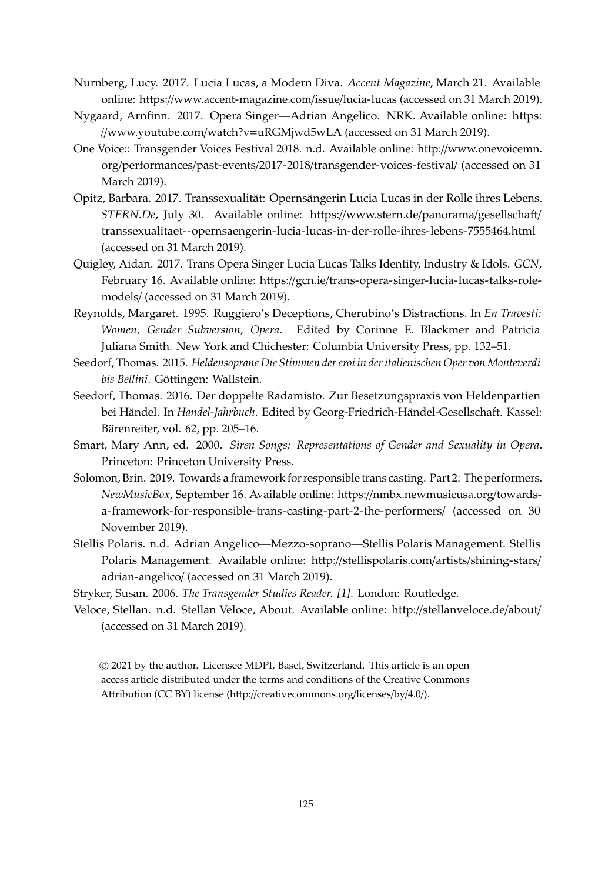Nurnberg, Lucy. 2017. Lucia Lucas, a Modern Diva. *Accent Magazine*, March 21. Available online: https://www.accent-magazine.com/issue/lucia-lucas (accessed on 31 March 2019).

Nygaard, Arnfinn. 2017. Opera Singer—Adrian Angelico. NRK. Available online: https://www.youtube.com/watch?v=uRGMjwd5wLA (accessed on 31 March 2019).

One Voice:: Transgender Voices Festival 2018. n.d. Available online: http://www.onevoicemn.org/performances/past-events/2017-2018/transgender-voices-festival/ (accessed on 31 March 2019).

Opitz, Barbara. 2017. Transsexualität: Opernsängerin Lucia Lucas in der Rolle ihres Lebens. *STERN.De*, July 30. Available online: https://www.stern.de/panorama/gesellschaft/transsexualitaet--opernsaengerin-lucia-lucas-in-der-rolle-ihres-lebens-7555464.html (accessed on 31 March 2019).

Quigley, Aidan. 2017. Trans Opera Singer Lucia Lucas Talks Identity, Industry & Idols. *GCN*, February 16. Available online: https://gcn.ie/trans-opera-singer-lucia-lucas-talks-role-models/ (accessed on 31 March 2019).

Reynolds, Margaret. 1995. Ruggiero's Deceptions, Cherubino's Distractions. In *En Travesti: Women, Gender Subversion, Opera*. Edited by Corinne E. Blackmer and Patricia Juliana Smith. New York and Chichester: Columbia University Press, pp. 132–51.

Seedorf, Thomas. 2015. *Heldensoprane Die Stimmen der eroi in der italienischen Oper von Monteverdi bis Bellini*. Göttingen: Wallstein.

Seedorf, Thomas. 2016. Der doppelte Radamisto. Zur Besetzungspraxis von Heldenpartien bei Händel. In *Händel-Jahrbuch*. Edited by Georg-Friedrich-Händel-Gesellschaft. Kassel: Bärenreiter, vol. 62, pp. 205–16.

Smart, Mary Ann, ed. 2000. *Siren Songs: Representations of Gender and Sexuality in Opera*. Princeton: Princeton University Press.

Solomon, Brin. 2019. Towards a framework for responsible trans casting. Part 2: The performers. *NewMusicBox*, September 16. Available online: https://nmbx.newmusicusa.org/towards-a-framework-for-responsible-trans-casting-part-2-the-performers/ (accessed on 30 November 2019).

Stellis Polaris. n.d. Adrian Angelico—Mezzo-soprano—Stellis Polaris Management. Stellis Polaris Management. Available online: http://stellispolaris.com/artists/shining-stars/adrian-angelico/ (accessed on 31 March 2019).

Stryker, Susan. 2006. *The Transgender Studies Reader. [1]*. London: Routledge.

Veloce, Stellan. n.d. Stellan Veloce, About. Available online: http://stellanveloce.de/about/ (accessed on 31 March 2019).

© 2021 by the author. Licensee MDPI, Basel, Switzerland. This article is an open access article distributed under the terms and conditions of the Creative Commons Attribution (CC BY) license (http://creativecommons.org/licenses/by/4.0/).